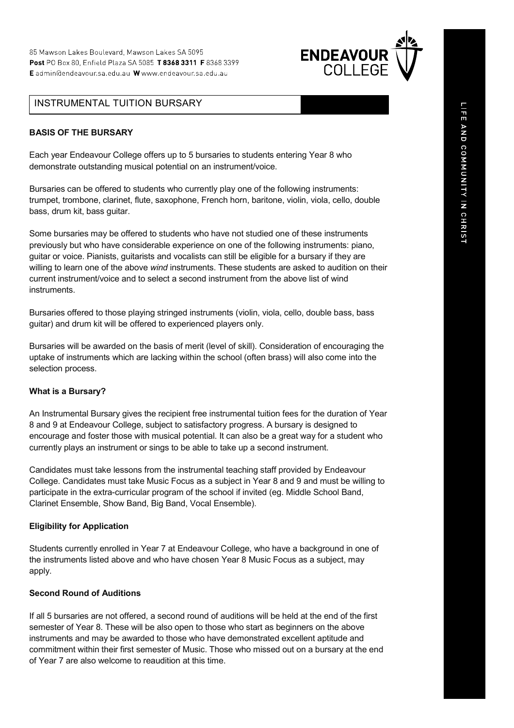85 Mawson Lakes Boulevard, Mawson Lakes SA 5095
**Post** PO Box 80, Enfield Plaza SA 5085 **T 8368 3311 F** 8368 3399
**E** admin@endeavour.sa.edu.au **W** www.endeavour.sa.edu.au

ENDEAVOUR COLLEGE

LIFE AND COMMUNITY IN CHRIST

# INSTRUMENTAL TUITION BURSARY

### BASIS OF THE BURSARY

Each year Endeavour College offers up to 5 bursaries to students entering Year 8 who demonstrate outstanding musical potential on an instrument/voice.

Bursaries can be offered to students who currently play one of the following instruments: trumpet, trombone, clarinet, flute, saxophone, French horn, baritone, violin, viola, cello, double bass, drum kit, bass guitar.

Some bursaries may be offered to students who have not studied one of these instruments previously but who have considerable experience on one of the following instruments: piano, guitar or voice. Pianists, guitarists and vocalists can still be eligible for a bursary if they are willing to learn one of the above *wind* instruments. These students are asked to audition on their current instrument/voice and to select a second instrument from the above list of wind instruments.

Bursaries offered to those playing stringed instruments (violin, viola, cello, double bass, bass guitar) and drum kit will be offered to experienced players only.

Bursaries will be awarded on the basis of merit (level of skill). Consideration of encouraging the uptake of instruments which are lacking within the school (often brass) will also come into the selection process.

### What is a Bursary?

An Instrumental Bursary gives the recipient free instrumental tuition fees for the duration of Year 8 and 9 at Endeavour College, subject to satisfactory progress. A bursary is designed to encourage and foster those with musical potential. It can also be a great way for a student who currently plays an instrument or sings to be able to take up a second instrument.

Candidates must take lessons from the instrumental teaching staff provided by Endeavour College. Candidates must take Music Focus as a subject in Year 8 and 9 and must be willing to participate in the extra-curricular program of the school if invited (eg. Middle School Band, Clarinet Ensemble, Show Band, Big Band, Vocal Ensemble).

### Eligibility for Application

Students currently enrolled in Year 7 at Endeavour College, who have a background in one of the instruments listed above and who have chosen Year 8 Music Focus as a subject, may apply.

### Second Round of Auditions

If all 5 bursaries are not offered, a second round of auditions will be held at the end of the first semester of Year 8. These will be also open to those who start as beginners on the above instruments and may be awarded to those who have demonstrated excellent aptitude and commitment within their first semester of Music. Those who missed out on a bursary at the end of Year 7 are also welcome to reaudition at this time.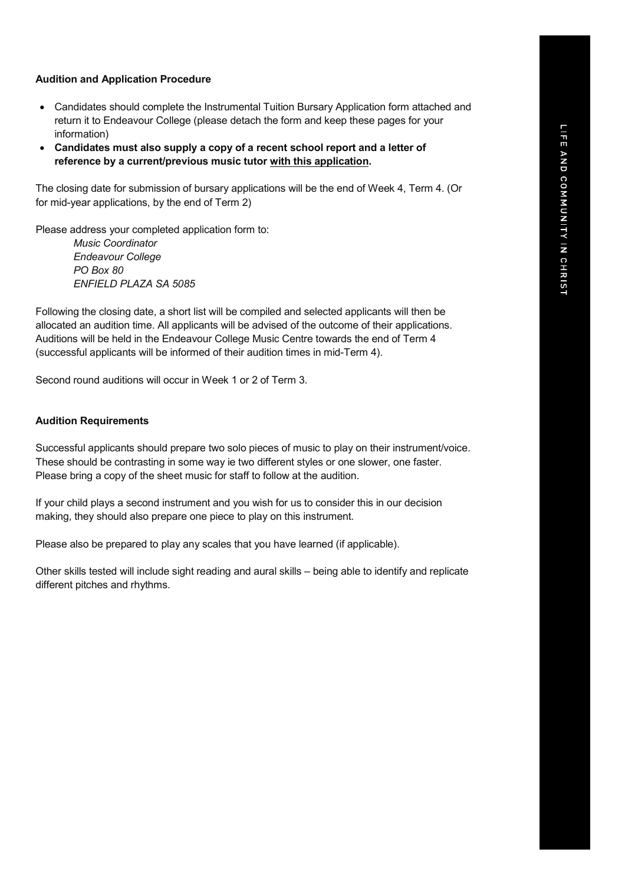### Audition and Application Procedure

- Candidates should complete the Instrumental Tuition Bursary Application form attached and return it to Endeavour College (please detach the form and keep these pages for your information)
- **Candidates must also supply a copy of a recent school report and a letter of reference by a current/previous music tutor <u>with this application</u>.**

The closing date for submission of bursary applications will be the end of Week 4, Term 4. (Or for mid-year applications, by the end of Term 2)

Please address your completed application form to:

*Music Coordinator*
*Endeavour College*
*PO Box 80*
*ENFIELD PLAZA SA 5085*

Following the closing date, a short list will be compiled and selected applicants will then be allocated an audition time. All applicants will be advised of the outcome of their applications. Auditions will be held in the Endeavour College Music Centre towards the end of Term 4 (successful applicants will be informed of their audition times in mid-Term 4).

Second round auditions will occur in Week 1 or 2 of Term 3.

### Audition Requirements

Successful applicants should prepare two solo pieces of music to play on their instrument/voice. These should be contrasting in some way ie two different styles or one slower, one faster. Please bring a copy of the sheet music for staff to follow at the audition.

If your child plays a second instrument and you wish for us to consider this in our decision making, they should also prepare one piece to play on this instrument.

Please also be prepared to play any scales that you have learned (if applicable).

Other skills tested will include sight reading and aural skills – being able to identify and replicate different pitches and rhythms.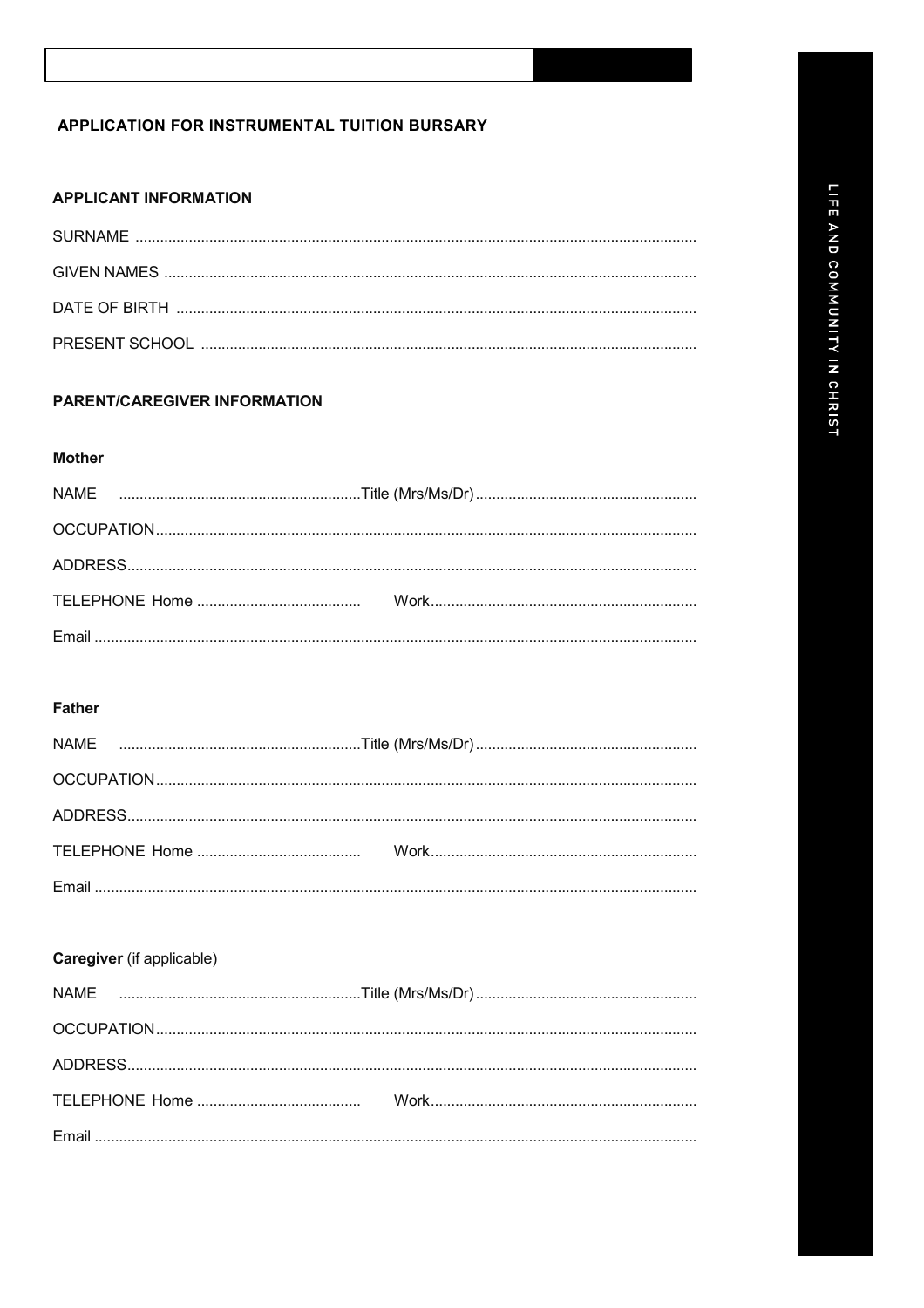## APPLICATION FOR INSTRUMENTAL TUITION BURSARY

### APPLICANT INFORMATION

SURNAME ..........................................................................................................................

GIVEN NAMES ..................................................................................................................

DATE OF BIRTH ..............................................................................................................

PRESENT SCHOOL ........................................................................................................

### PARENT/CAREGIVER INFORMATION

**Mother**

NAME ..........................................................Title (Mrs/Ms/Dr).....................................................

OCCUPATION..................................................................................................................

ADDRESS.........................................................................................................................

TELEPHONE Home ........................................ Work................................................................

Email ................................................................................................................................

**Father**

NAME ..........................................................Title (Mrs/Ms/Dr).....................................................

OCCUPATION..................................................................................................................

ADDRESS.........................................................................................................................

TELEPHONE Home ........................................ Work................................................................

Email ................................................................................................................................

**Caregiver** (if applicable)

NAME ..........................................................Title (Mrs/Ms/Dr).....................................................

OCCUPATION..................................................................................................................

ADDRESS.........................................................................................................................

TELEPHONE Home ........................................ Work................................................................

Email ................................................................................................................................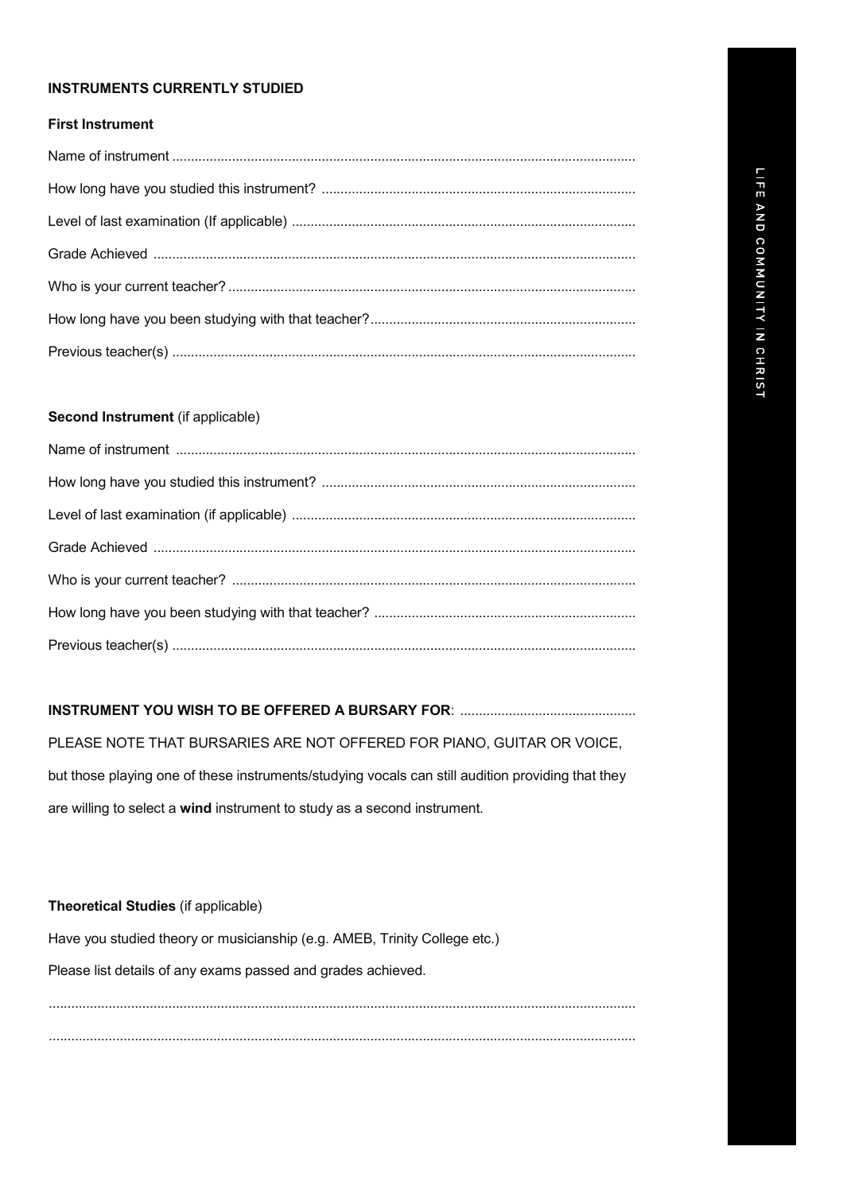**INSTRUMENTS CURRENTLY STUDIED**

**First Instrument**

Name of instrument ..........................................................................................................................

How long have you studied this instrument? ...................................................................................

Level of last examination (If applicable) ...........................................................................................

Grade Achieved ................................................................................................................................

Who is your current teacher? ............................................................................................................

How long have you been studying with that teacher?......................................................................

Previous teacher(s) ...........................................................................................................................

**Second Instrument** (if applicable)

Name of instrument ..........................................................................................................................

How long have you studied this instrument? ...................................................................................

Level of last examination (if applicable) ...........................................................................................

Grade Achieved ................................................................................................................................

Who is your current teacher? ...........................................................................................................

How long have you been studying with that teacher? .....................................................................

Previous teacher(s) ...........................................................................................................................

**INSTRUMENT YOU WISH TO BE OFFERED A BURSARY FOR**: ...............................................

PLEASE NOTE THAT BURSARIES ARE NOT OFFERED FOR PIANO, GUITAR OR VOICE, but those playing one of these instruments/studying vocals can still audition providing that they are willing to select a **wind** instrument to study as a second instrument.

**Theoretical Studies** (if applicable)

Have you studied theory or musicianship (e.g. AMEB, Trinity College etc.)

Please list details of any exams passed and grades achieved.

...........................................................................................................................................................

...........................................................................................................................................................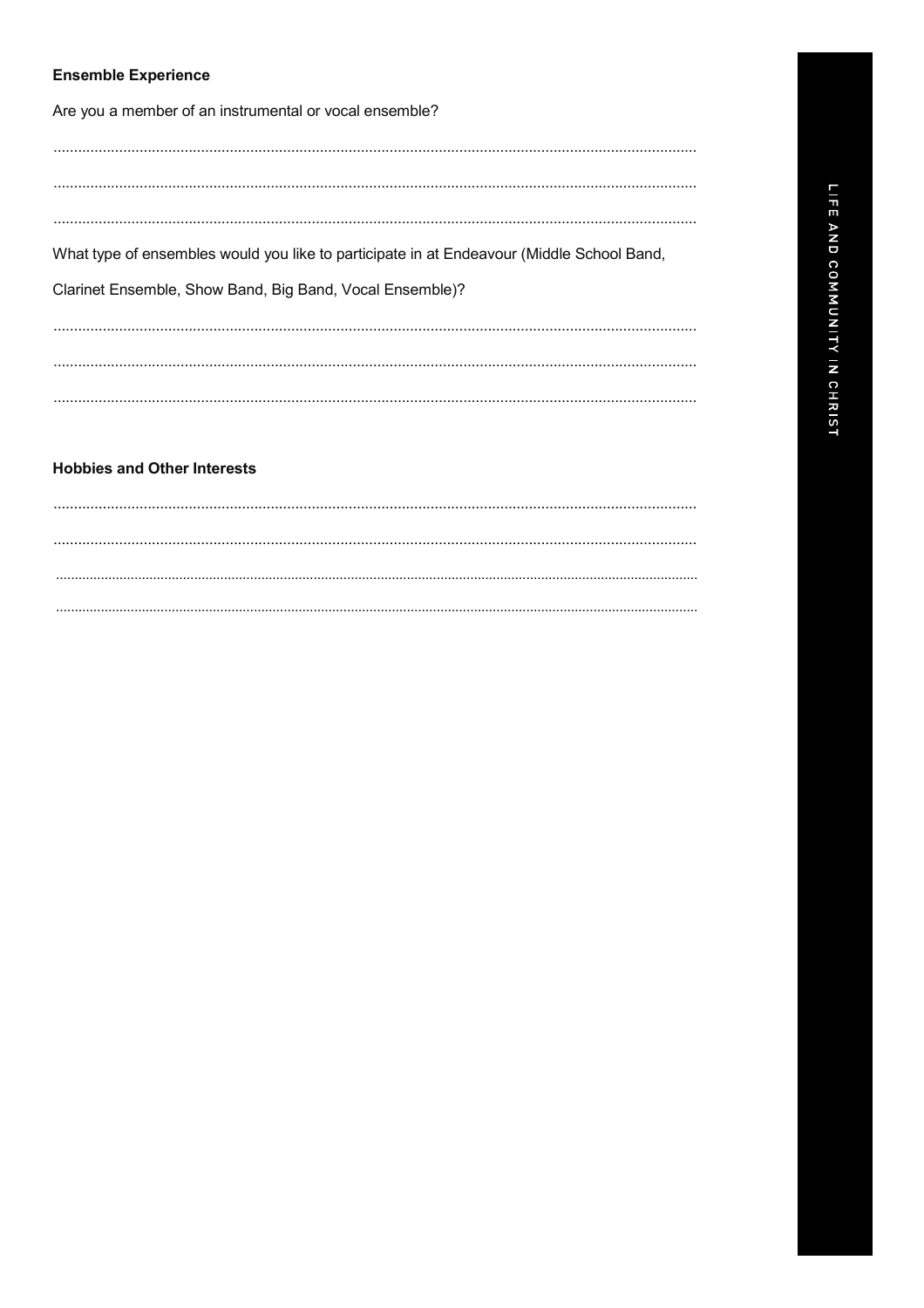**Ensemble Experience**

Are you a member of an instrumental or vocal ensemble?

..........................................................................................................................................................

..........................................................................................................................................................

..........................................................................................................................................................

What type of ensembles would you like to participate in at Endeavour (Middle School Band, Clarinet Ensemble, Show Band, Big Band, Vocal Ensemble)?

..........................................................................................................................................................

..........................................................................................................................................................

..........................................................................................................................................................

**Hobbies and Other Interests**

..........................................................................................................................................................

..........................................................................................................................................................

..........................................................................................................................................................

..........................................................................................................................................................